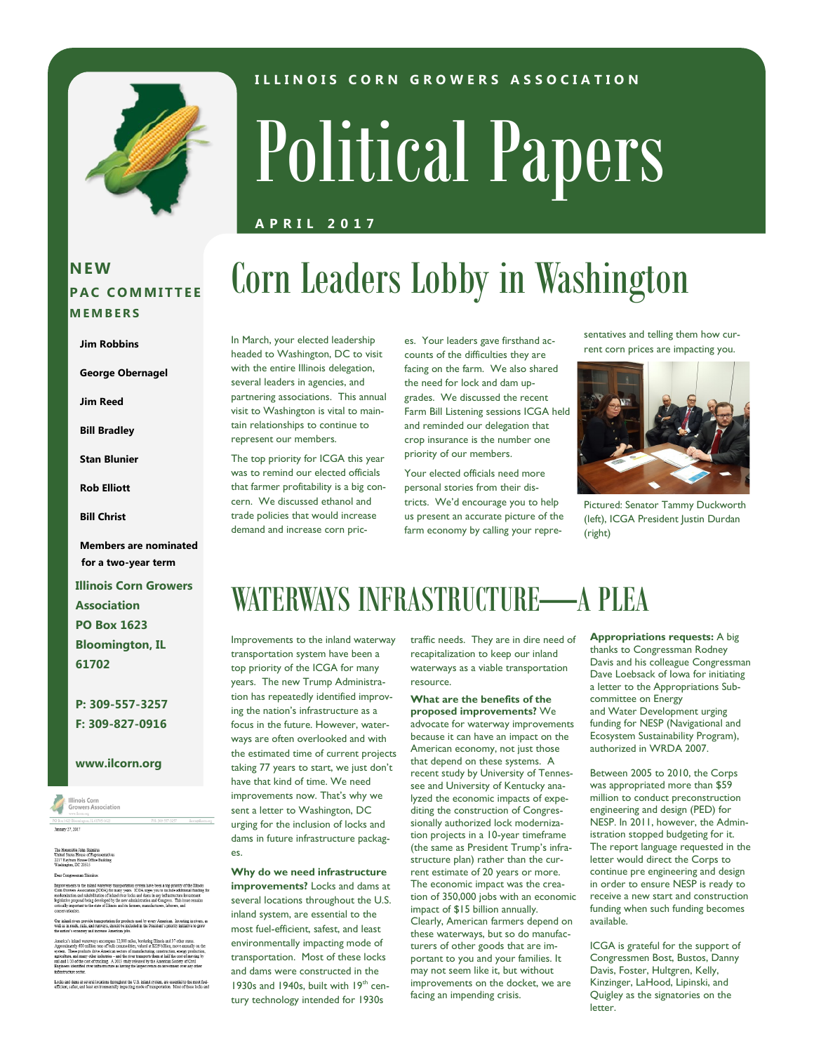ILLINOIS CORN GROWERS ASSOCIATION

# Political Papers

APRIL 2017

## Corn Leaders Lobby in Washington

In March, your elected leadership headed to Washington, DC to visit with the entire Illinois delegation, several leaders in agencies, and partnering associations. This annual visit to Washington is vital to maintain relationships to continue to represent our members.

The top priority for ICGA this year was to remind our elected officials that farmer profitability is a big concern. We discussed ethanol and trade policies that would increase demand and increase corn prices. Your leaders gave firsthand accounts of the difficulties they are facing on the farm. We also shared the need for lock and dam upgrades. We discussed the recent Farm Bill Listening sessions ICGA held and reminded our delegation that crop insurance is the number one priority of our members.

Your elected officials need more personal stories from their districts. We'd encourage you to help us present an accurate picture of the farm economy by calling your representatives and telling them how current corn prices are impacting you.

Pictured: Senator Tammy Duckworth (left), ICGA President Justin Durdan (right)

## WATERWAYS INFRASTRUCTURE—A PLEA

Improvements to the inland waterway transportation system have been a top priority of the ICGA for many years. The new Trump Administration has repeatedly identified improving the nation's infrastructure as a focus in the future. However, waterways are often overlooked and with the estimated time of current projects taking 77 years to start, we just don't have that kind of time. We need improvements now. That's why we sent a letter to Washington, DC urging for the inclusion of locks and dams in future infrastructure packages.

**Why do we need infrastructure improvements?** Locks and dams at several locations throughout the U.S. inland system, are essential to the most fuel-efficient, safest, and least environmentally impacting mode of transportation. Most of these locks and dams were constructed in the 1930s and 1940s, built with 19th century technology intended for 1930s traffic needs. They are in dire need of recapitalization to keep our inland waterways as a viable transportation resource.

**What are the benefits of the proposed improvements?** We advocate for waterway improvements because it can have an impact on the American economy, not just those that depend on these systems. A recent study by University of Tennessee and University of Kentucky analyzed the economic impacts of expediting the construction of Congressionally authorized lock modernization projects in a 10-year timeframe (the same as President Trump's infrastructure plan) rather than the current estimate of 20 years or more. The economic impact was the creation of 350,000 jobs with an economic impact of $15 billion annually. Clearly, American farmers depend on these waterways, but so do manufacturers of other goods that are important to you and your families. It may not seem like it, but without improvements on the docket, we are facing an impending crisis.

**Appropriations requests:** A big thanks to Congressman Rodney Davis and his colleague Congressman Dave Loebsack of Iowa for initiating a letter to the Appropriations Subcommittee on Energy and Water Development urging funding for NESP (Navigational and Ecosystem Sustainability Program), authorized in WRDA 2007.

Between 2005 to 2010, the Corps was appropriated more than $59 million to conduct preconstruction engineering and design (PED) for NESP. In 2011, however, the Administration stopped budgeting for it. The report language requested in the letter would direct the Corps to continue pre engineering and design in order to ensure NESP is ready to receive a new start and construction funding when such funding becomes available.

ICGA is grateful for the support of Congressmen Bost, Bustos, Danny Davis, Foster, Hultgren, Kelly, Kinzinger, LaHood, Lipinski, and Quigley as the signatories on the letter.

---

### NEW PAC COMMITTEE MEMBERS

**Jim Robbins**

**George Obernagel**

**Jim Reed**

**Bill Bradley**

**Stan Blunier**

**Rob Elliott**

**Bill Christ**

**Members are nominated for a two-year term**

**Illinois Corn Growers Association**
**PO Box 1623**
**Bloomington, IL 61702**

**P: 309-557-3257**
**F: 309-827-0916**

**www.ilcorn.org**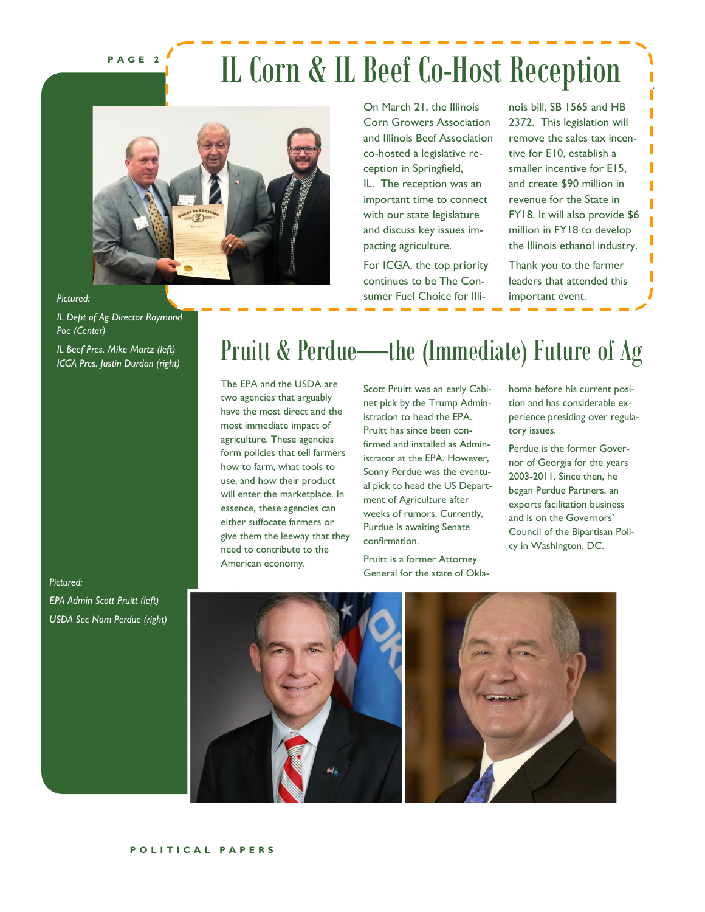# IL Corn & IL Beef Co-Host Reception

On March 21, the Illinois Corn Growers Association and Illinois Beef Association co-hosted a legislative reception in Springfield, IL. The reception was an important time to connect with our state legislature and discuss key issues impacting agriculture.

For ICGA, the top priority continues to be The Consumer Fuel Choice for Illinois bill, SB 1565 and HB 2372. This legislation will remove the sales tax incentive for E10, establish a smaller incentive for E15, and create $90 million in revenue for the State in FY18. It will also provide $6 million in FY18 to develop the Illinois ethanol industry.

Thank you to the farmer leaders that attended this important event.

*Pictured:*

*IL Dept of Ag Director Raymond Poe (Center)*

*IL Beef Pres. Mike Martz (left)*
*ICGA Pres. Justin Durdan (right)*

# Pruitt & Perdue—the (Immediate) Future of Ag

The EPA and the USDA are two agencies that arguably have the most direct and the most immediate impact of agriculture. These agencies form policies that tell farmers how to farm, what tools to use, and how their product will enter the marketplace. In essence, these agencies can either suffocate farmers or give them the leeway that they need to contribute to the American economy.

Scott Pruitt was an early Cabinet pick by the Trump Administration to head the EPA. Pruitt has since been confirmed and installed as Administrator at the EPA. However, Sonny Perdue was the eventual pick to head the US Department of Agriculture after weeks of rumors. Currently, Purdue is awaiting Senate confirmation.

Pruitt is a former Attorney General for the state of Oklahoma before his current position and has considerable experience presiding over regulatory issues.

Perdue is the former Governor of Georgia for the years 2003-2011. Since then, he began Perdue Partners, an exports facilitation business and is on the Governors' Council of the Bipartisan Policy in Washington, DC.

*Pictured:*

*EPA Admin Scott Pruitt (left)*

*USDA Sec Nom Perdue (right)*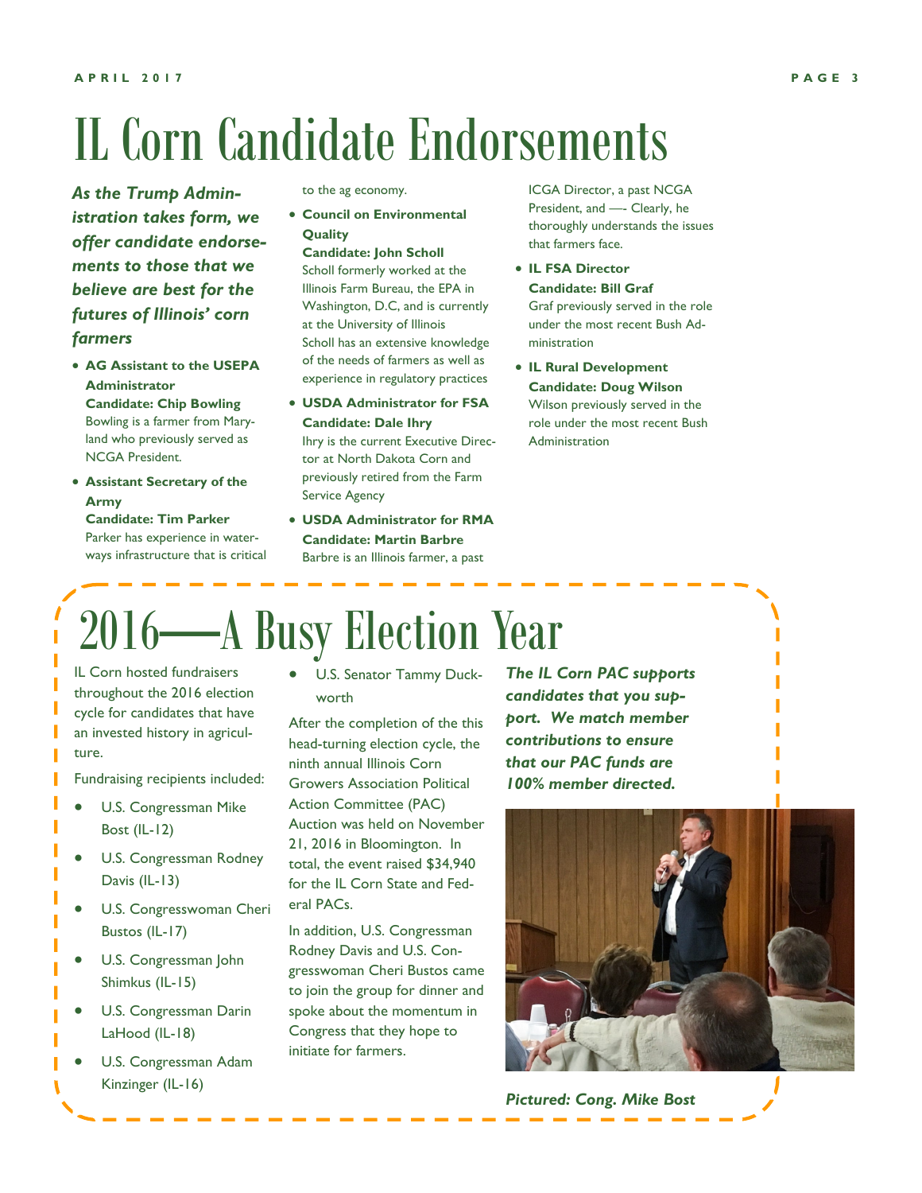# IL Corn Candidate Endorsements

***As the Trump Administration takes form, we offer candidate endorsements to those that we believe are best for the futures of Illinois' corn farmers***

- **AG Assistant to the USEPA Administrator**
  **Candidate: Chip Bowling**
  Bowling is a farmer from Maryland who previously served as NCGA President.
- **Assistant Secretary of the Army**
  **Candidate: Tim Parker**
  Parker has experience in waterways infrastructure that is critical to the ag economy.
- **Council on Environmental Quality**
  **Candidate: John Scholl**
  Scholl formerly worked at the Illinois Farm Bureau, the EPA in Washington, D.C, and is currently at the University of Illinois
  Scholl has an extensive knowledge of the needs of farmers as well as experience in regulatory practices
- **USDA Administrator for FSA**
  **Candidate: Dale Ihry**
  Ihry is the current Executive Director at North Dakota Corn and previously retired from the Farm Service Agency
- **USDA Administrator for RMA**
  **Candidate: Martin Barbre**
  Barbre is an Illinois farmer, a past ICGA Director, a past NCGA President, and —- Clearly, he thoroughly understands the issues that farmers face.
- **IL FSA Director**
  **Candidate: Bill Graf**
  Graf previously served in the role under the most recent Bush Administration
- **IL Rural Development**
  **Candidate: Doug Wilson**
  Wilson previously served in the role under the most recent Bush Administration

# 2016—A Busy Election Year

IL Corn hosted fundraisers throughout the 2016 election cycle for candidates that have an invested history in agriculture.

Fundraising recipients included:

- U.S. Congressman Mike Bost (IL-12)
- U.S. Congressman Rodney Davis (IL-13)
- U.S. Congresswoman Cheri Bustos (IL-17)
- U.S. Congressman John Shimkus (IL-15)
- U.S. Congressman Darin LaHood (IL-18)
- U.S. Congressman Adam Kinzinger (IL-16)
- U.S. Senator Tammy Duckworth

After the completion of the this head-turning election cycle, the ninth annual Illinois Corn Growers Association Political Action Committee (PAC) Auction was held on November 21, 2016 in Bloomington. In total, the event raised $34,940 for the IL Corn State and Federal PACs.

In addition, U.S. Congressman Rodney Davis and U.S. Congresswoman Cheri Bustos came to join the group for dinner and spoke about the momentum in Congress that they hope to initiate for farmers.

***The IL Corn PAC supports candidates that you support. We match member contributions to ensure that our PAC funds are 100% member directed.***

***Pictured: Cong. Mike Bost***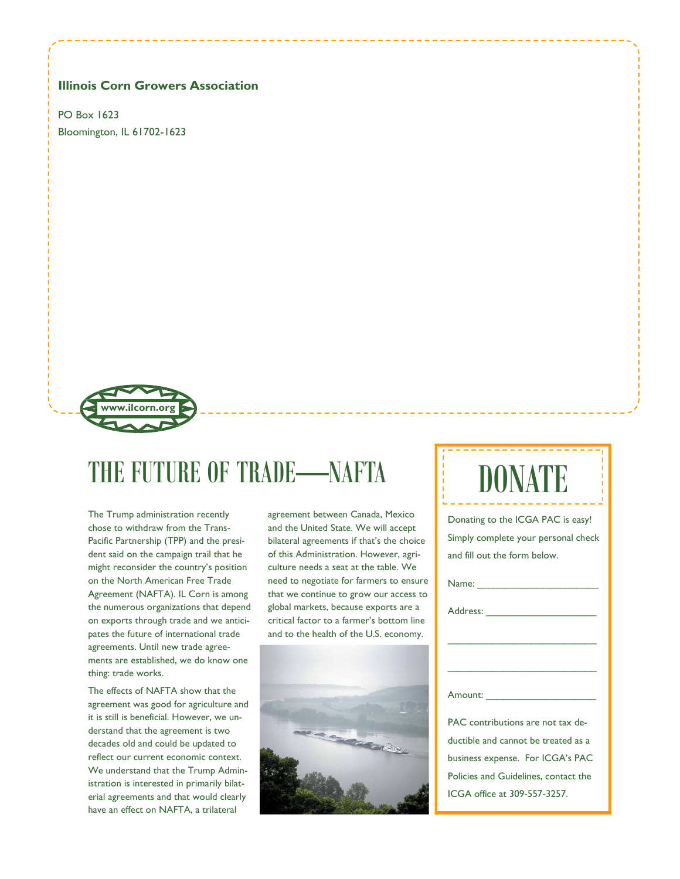**Illinois Corn Growers Association**

PO Box 1623
Bloomington, IL 61702-1623

www.ilcorn.org

# THE FUTURE OF TRADE—NAFTA

The Trump administration recently chose to withdraw from the Trans-Pacific Partnership (TPP) and the president said on the campaign trail that he might reconsider the country's position on the North American Free Trade Agreement (NAFTA). IL Corn is among the numerous organizations that depend on exports through trade and we anticipates the future of international trade agreements. Until new trade agreements are established, we do know one thing: trade works.

The effects of NAFTA show that the agreement was good for agriculture and it is still is beneficial. However, we understand that the agreement is two decades old and could be updated to reflect our current economic context. We understand that the Trump Administration is interested in primarily bilaterial agreements and that would clearly have an effect on NAFTA, a trilateral agreement between Canada, Mexico and the United State. We will accept bilateral agreements if that's the choice of this Administration. However, agriculture needs a seat at the table. We need to negotiate for farmers to ensure that we continue to grow our access to global markets, because exports are a critical factor to a farmer's bottom line and to the health of the U.S. economy.

# DONATE

Donating to the ICGA PAC is easy! Simply complete your personal check and fill out the form below.

Name: ______________________

Address: ____________________

____________________________

____________________________

Amount: ____________________

PAC contributions are not tax deductible and cannot be treated as a business expense. For ICGA's PAC Policies and Guidelines, contact the ICGA office at 309-557-3257.